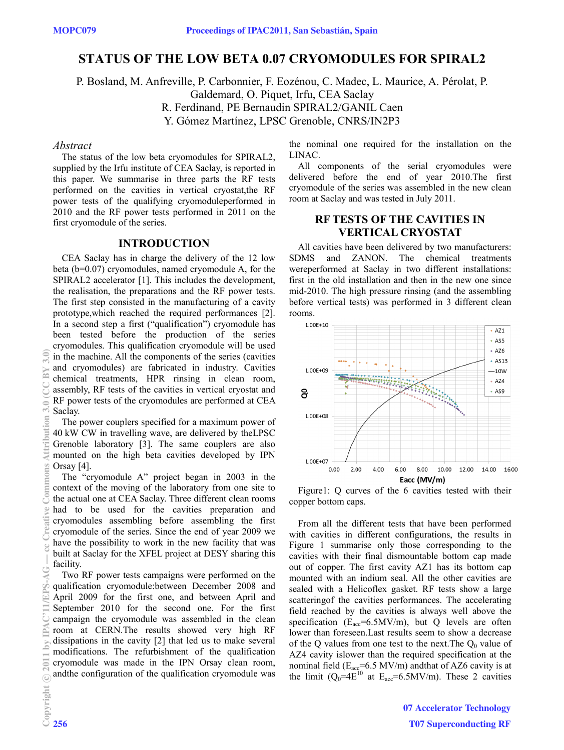# STATUS OF THE LOW BETA 0.07 CRYOMODULES FOR SPIRAL2

P. Bosland, M. Anfreville, P. Carbonnier, F. Eozénou, C. Madec, L. Maurice, A. Pérolat, P. Galdemard, O. Piquet, Irfu, CEA Saclay

R. Ferdinand, PE Bernaudin SPIRAL2/GANIL Caen

Y. Gómez Martínez, LPSC Grenoble, CNRS/IN2P3

## *Abstract*

The status of the low beta cryomodules for SPIRAL2, supplied by the Irfu institute of CEA Saclay, is reported in this paper. We summarise in three parts the RF tests performed on the cavities in vertical cryostat,the RF power tests of the qualifying cryomoduleperformed in 2010 and the RF power tests performed in 2011 on the first cryomodule of the series.

## INTRODUCTION

CEA Saclay has in charge the delivery of the 12 low beta (b=0.07) cryomodules, named cryomodule A, for the SPIRAL2 accelerator [1]. This includes the development, the realisation, the preparations and the RF power tests. The first step consisted in the manufacturing of a cavity prototype,which reached the required performances [2]. In a second step a first ("qualification") cryomodule has been tested before the production of the series cryomodules. This qualification cryomodule will be used in the machine. All the components of the series (cavities and cryomodules) are fabricated in industry. Cavities chemical treatments, HPR rinsing in clean room, assembly, RF tests of the cavities in vertical cryostat and RF power tests of the cryomodules are performed at CEA Saclay.

The power couplers specified for a maximum power of 40 kW CW in travelling wave, are delivered by theLPSC Grenoble laboratory [3]. The same couplers are also mounted on the high beta cavities developed by IPN Orsay [4].

The "cryomodule A" project began in 2003 in the context of the moving of the laboratory from one site to the actual one at CEA Saclay. Three different clean rooms had to be used for the cavities preparation and cryomodules assembling before assembling the first cryomodule of the series. Since the end of year 2009 we have the possibility to work in the new facility that was built at Saclay for the XFEL project at DESY sharing this facility.

Two RF power tests campaigns were performed on the qualification cryomodule:between December 2008 and April 2009 for the first one, and between April and September 2010 for the second one. For the first campaign the cryomodule was assembled in the clean room at CERN.The results showed very high RF dissipations in the cavity [2] that led us to make several modifications. The refurbishment of the qualification cryomodule was made in the IPN Orsay clean room, andthe configuration of the qualification cryomodule was the nominal one required for the installation on the LINAC.

All components of the serial cryomodules were delivered before the end of year 2010.The first cryomodule of the series was assembled in the new clean room at Saclay and was tested in July 2011.

## RF TESTS OF THE CAVITIES IN VERTICAL CRYOSTAT

All cavities have been delivered by two manufacturers: SDMS and ZANON. The chemical treatments wereperformed at Saclay in two different installations: first in the old installation and then in the new one since mid-2010. The high pressure rinsing (and the assembling before vertical tests) was performed in 3 different clean rooms.

Figure1: Q curves of the 6 cavities tested with their copper bottom caps.

From all the different tests that have been performed with cavities in different configurations, the results in Figure 1 summarise only those corresponding to the cavities with their final dismountable bottom cap made out of copper. The first cavity AZ1 has its bottom cap mounted with an indium seal. All the other cavities are sealed with a Helicoflex gasket. RF tests show a large scatteringof the cavities performances. The accelerating field reached by the cavities is always well above the specification ($E_{acc}$=6.5MV/m), but Q levels are often lower than foreseen.Last results seem to show a decrease of the Q values from one test to the next.The $Q_0$ value of AZ4 cavity islower than the required specification at the nominal field ($E_{acc}$=6.5 MV/m) andthat of AZ6 cavity is at the limit ($Q_0$=4E[10] at $E_{acc}$=6.5MV/m). These 2 cavities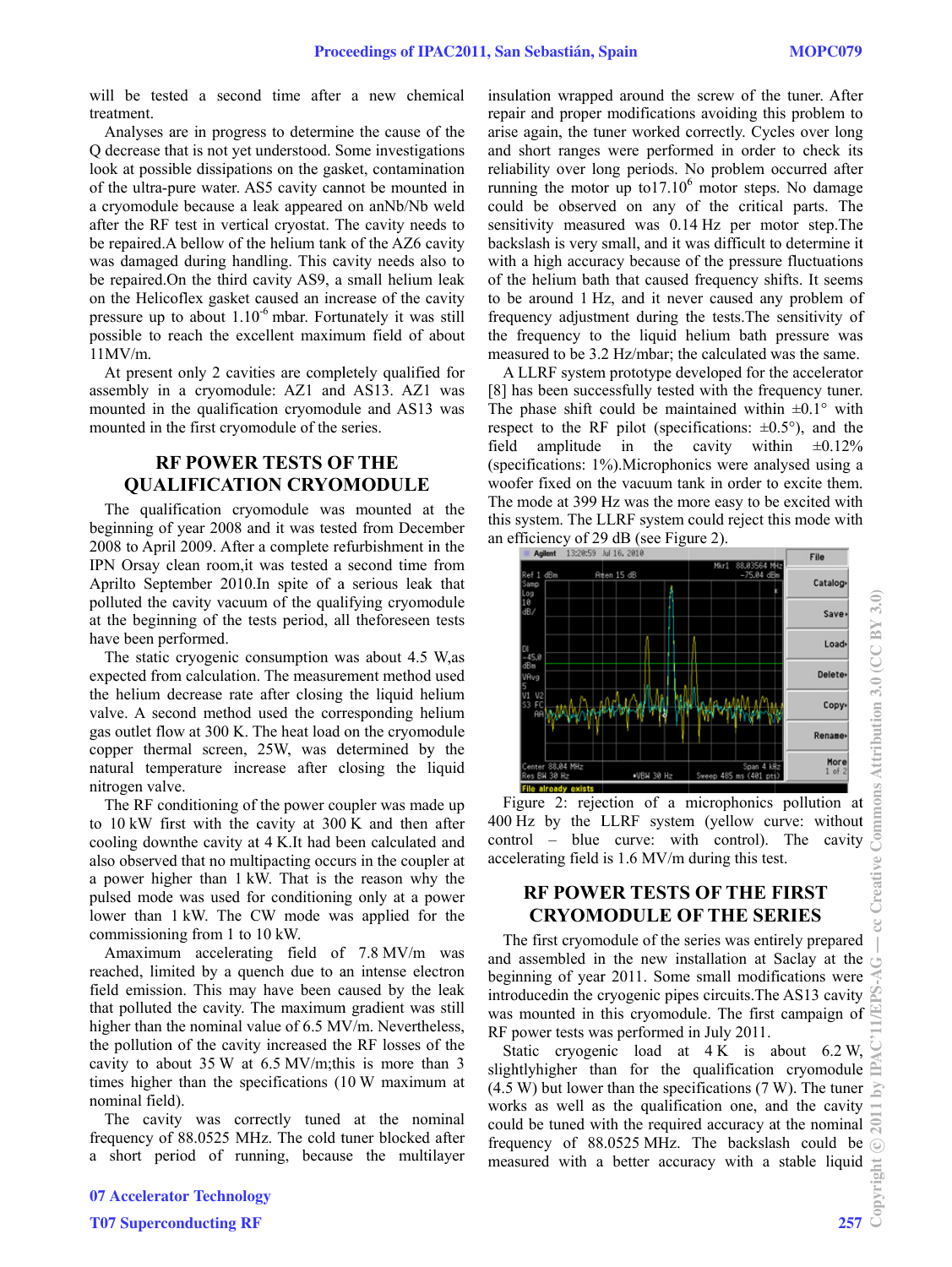will be tested a second time after a new chemical treatment.

Analyses are in progress to determine the cause of the Q decrease that is not yet understood. Some investigations look at possible dissipations on the gasket, contamination of the ultra-pure water. AS5 cavity cannot be mounted in a cryomodule because a leak appeared on anNb/Nb weld after the RF test in vertical cryostat. The cavity needs to be repaired.A bellow of the helium tank of the AZ6 cavity was damaged during handling. This cavity needs also to be repaired.On the third cavity AS9, a small helium leak on the Helicoflex gasket caused an increase of the cavity pressure up to about $1.10^{-6}$ mbar. Fortunately it was still possible to reach the excellent maximum field of about 11MV/m.

At present only 2 cavities are completely qualified for assembly in a cryomodule: AZ1 and AS13. AZ1 was mounted in the qualification cryomodule and AS13 was mounted in the first cryomodule of the series.

## RF POWER TESTS OF THE QUALIFICATION CRYOMODULE

The qualification cryomodule was mounted at the beginning of year 2008 and it was tested from December 2008 to April 2009. After a complete refurbishment in the IPN Orsay clean room,it was tested a second time from Aprilto September 2010.In spite of a serious leak that polluted the cavity vacuum of the qualifying cryomodule at the beginning of the tests period, all theforeseen tests have been performed.

The static cryogenic consumption was about 4.5 W,as expected from calculation. The measurement method used the helium decrease rate after closing the liquid helium valve. A second method used the corresponding helium gas outlet flow at 300 K. The heat load on the cryomodule copper thermal screen, 25W, was determined by the natural temperature increase after closing the liquid nitrogen valve.

The RF conditioning of the power coupler was made up to 10 kW first with the cavity at 300 K and then after cooling downthe cavity at 4 K.It had been calculated and also observed that no multipacting occurs in the coupler at a power higher than 1 kW. That is the reason why the pulsed mode was used for conditioning only at a power lower than 1 kW. The CW mode was applied for the commissioning from 1 to 10 kW.

Amaximum accelerating field of 7.8 MV/m was reached, limited by a quench due to an intense electron field emission. This may have been caused by the leak that polluted the cavity. The maximum gradient was still higher than the nominal value of 6.5 MV/m. Nevertheless, the pollution of the cavity increased the RF losses of the cavity to about 35 W at 6.5 MV/m;this is more than 3 times higher than the specifications (10 W maximum at nominal field).

The cavity was correctly tuned at the nominal frequency of 88.0525 MHz. The cold tuner blocked after a short period of running, because the multilayer insulation wrapped around the screw of the tuner. After repair and proper modifications avoiding this problem to arise again, the tuner worked correctly. Cycles over long and short ranges were performed in order to check its reliability over long periods. No problem occurred after running the motor up to$17.10^{6}$ motor steps. No damage could be observed on any of the critical parts. The sensitivity measured was 0.14 Hz per motor step.The backslash is very small, and it was difficult to determine it with a high accuracy because of the pressure fluctuations of the helium bath that caused frequency shifts. It seems to be around 1 Hz, and it never caused any problem of frequency adjustment during the tests.The sensitivity of the frequency to the liquid helium bath pressure was measured to be 3.2 Hz/mbar; the calculated was the same.

A LLRF system prototype developed for the accelerator [8] has been successfully tested with the frequency tuner. The phase shift could be maintained within ±0.1° with respect to the RF pilot (specifications: ±0.5°), and the field amplitude in the cavity within ±0.12% (specifications: 1%).Microphonics were analysed using a woofer fixed on the vacuum tank in order to excite them. The mode at 399 Hz was the more easy to be excited with this system. The LLRF system could reject this mode with an efficiency of 29 dB (see Figure 2).

Figure 2: rejection of a microphonics pollution at 400 Hz by the LLRF system (yellow curve: without control – blue curve: with control). The cavity accelerating field is 1.6 MV/m during this test.

## RF POWER TESTS OF THE FIRST CRYOMODULE OF THE SERIES

The first cryomodule of the series was entirely prepared and assembled in the new installation at Saclay at the beginning of year 2011. Some small modifications were introducedin the cryogenic pipes circuits.The AS13 cavity was mounted in this cryomodule. The first campaign of RF power tests was performed in July 2011.

Static cryogenic load at 4 K is about 6.2 W, slightlyhigher than for the qualification cryomodule (4.5 W) but lower than the specifications (7 W). The tuner works as well as the qualification one, and the cavity could be tuned with the required accuracy at the nominal frequency of 88.0525 MHz. The backslash could be measured with a better accuracy with a stable liquid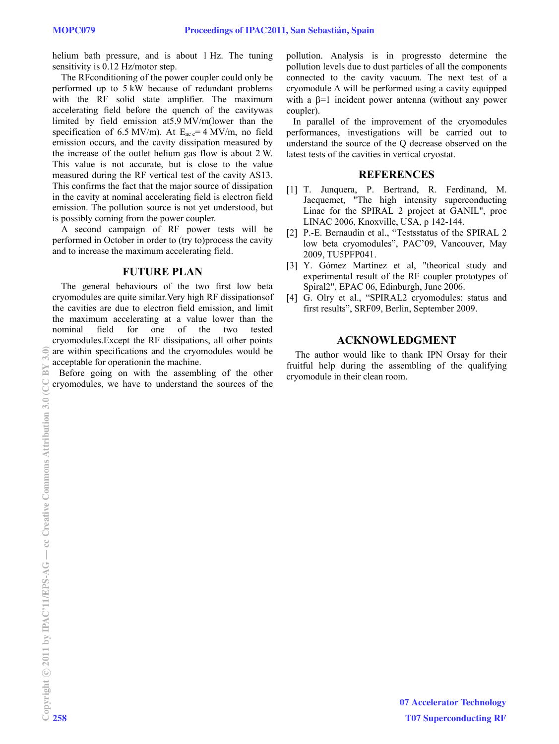helium bath pressure, and is about 1 Hz. The tuning sensitivity is 0.12 Hz/motor step.

The RFconditioning of the power coupler could only be performed up to 5 kW because of redundant problems with the RF solid state amplifier. The maximum accelerating field before the quench of the cavitywas limited by field emission at5.9 MV/m(lower than the specification of 6.5 MV/m). At $E_{acc}$= 4 MV/m, no field emission occurs, and the cavity dissipation measured by the increase of the outlet helium gas flow is about 2 W. This value is not accurate, but is close to the value measured during the RF vertical test of the cavity AS13. This confirms the fact that the major source of dissipation in the cavity at nominal accelerating field is electron field emission. The pollution source is not yet understood, but is possibly coming from the power coupler.

A second campaign of RF power tests will be performed in October in order to (try to)process the cavity and to increase the maximum accelerating field.

## FUTURE PLAN

The general behaviours of the two first low beta cryomodules are quite similar.Very high RF dissipationsof the cavities are due to electron field emission, and limit the maximum accelerating at a value lower than the nominal field for one of the two tested cryomodules.Except the RF dissipations, all other points are within specifications and the cryomodules would be acceptable for operationin the machine.

Before going on with the assembling of the other cryomodules, we have to understand the sources of the pollution. Analysis is in progressto determine the pollution levels due to dust particles of all the components connected to the cavity vacuum. The next test of a cryomodule A will be performed using a cavity equipped with a β=1 incident power antenna (without any power coupler).

In parallel of the improvement of the cryomodules performances, investigations will be carried out to understand the source of the Q decrease observed on the latest tests of the cavities in vertical cryostat.

## REFERENCES

[1] T. Junquera, P. Bertrand, R. Ferdinand, M. Jacquemet, "The high intensity superconducting Linac for the SPIRAL 2 project at GANIL", proc LINAC 2006, Knoxville, USA, p 142-144.

[2] P.-E. Bernaudin et al., “Testsstatus of the SPIRAL 2 low beta cryomodules”, PAC’09, Vancouver, May 2009, TU5PFP041.

[3] Y. Gómez Martínez et al, "theorical study and experimental result of the RF coupler prototypes of Spiral2", EPAC 06, Edinburgh, June 2006.

[4] G. Olry et al., “SPIRAL2 cryomodules: status and first results”, SRF09, Berlin, September 2009.

## ACKNOWLEDGMENT

The author would like to thank IPN Orsay for their fruitful help during the assembling of the qualifying cryomodule in their clean room.